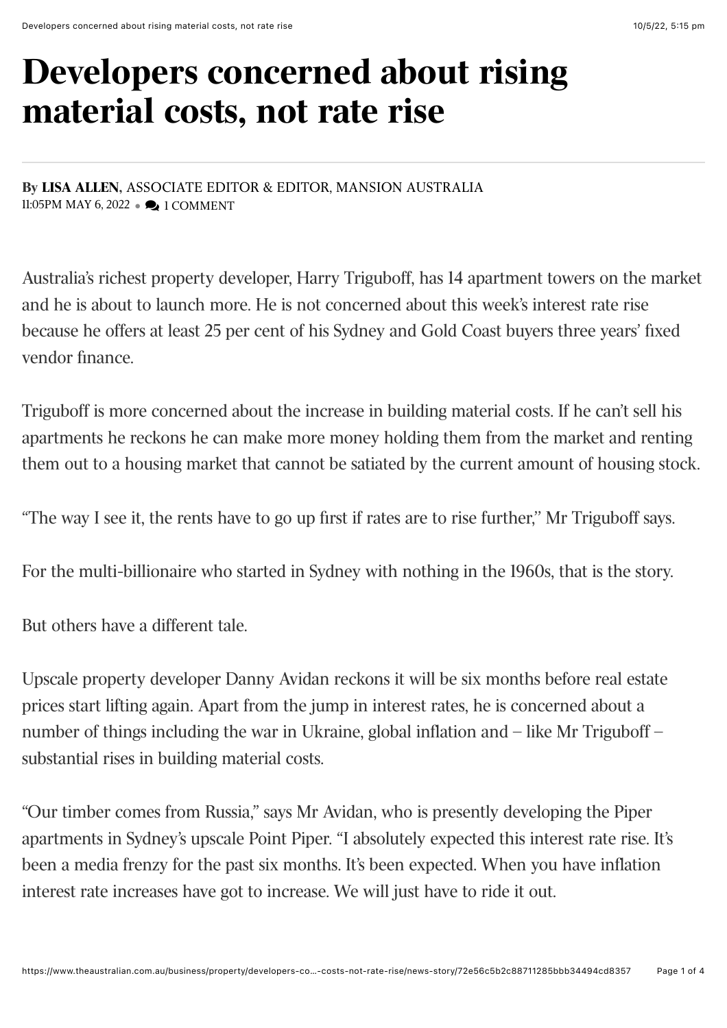# Developers concerned about rising material costs, not rate rise

**By LISA ALLEN**, ASSOCIATE EDITOR & EDITOR, MANSION AUSTRALIA
11:05PM MAY 6, 2022 • 1 COMMENT

Australia's richest property developer, Harry Triguboff, has 14 apartment towers on the market and he is about to launch more. He is not concerned about this week's interest rate rise because he offers at least 25 per cent of his Sydney and Gold Coast buyers three years' fixed vendor finance.

Triguboff is more concerned about the increase in building material costs. If he can't sell his apartments he reckons he can make more money holding them from the market and renting them out to a housing market that cannot be satiated by the current amount of housing stock.

"The way I see it, the rents have to go up first if rates are to rise further," Mr Triguboff says.

For the multi-billionaire who started in Sydney with nothing in the 1960s, that is the story.

But others have a different tale.

Upscale property developer Danny Avidan reckons it will be six months before real estate prices start lifting again. Apart from the jump in interest rates, he is concerned about a number of things including the war in Ukraine, global inflation and – like Mr Triguboff – substantial rises in building material costs.

"Our timber comes from Russia," says Mr Avidan, who is presently developing the Piper apartments in Sydney's upscale Point Piper. "I absolutely expected this interest rate rise. It's been a media frenzy for the past six months. It's been expected. When you have inflation interest rate increases have got to increase. We will just have to ride it out.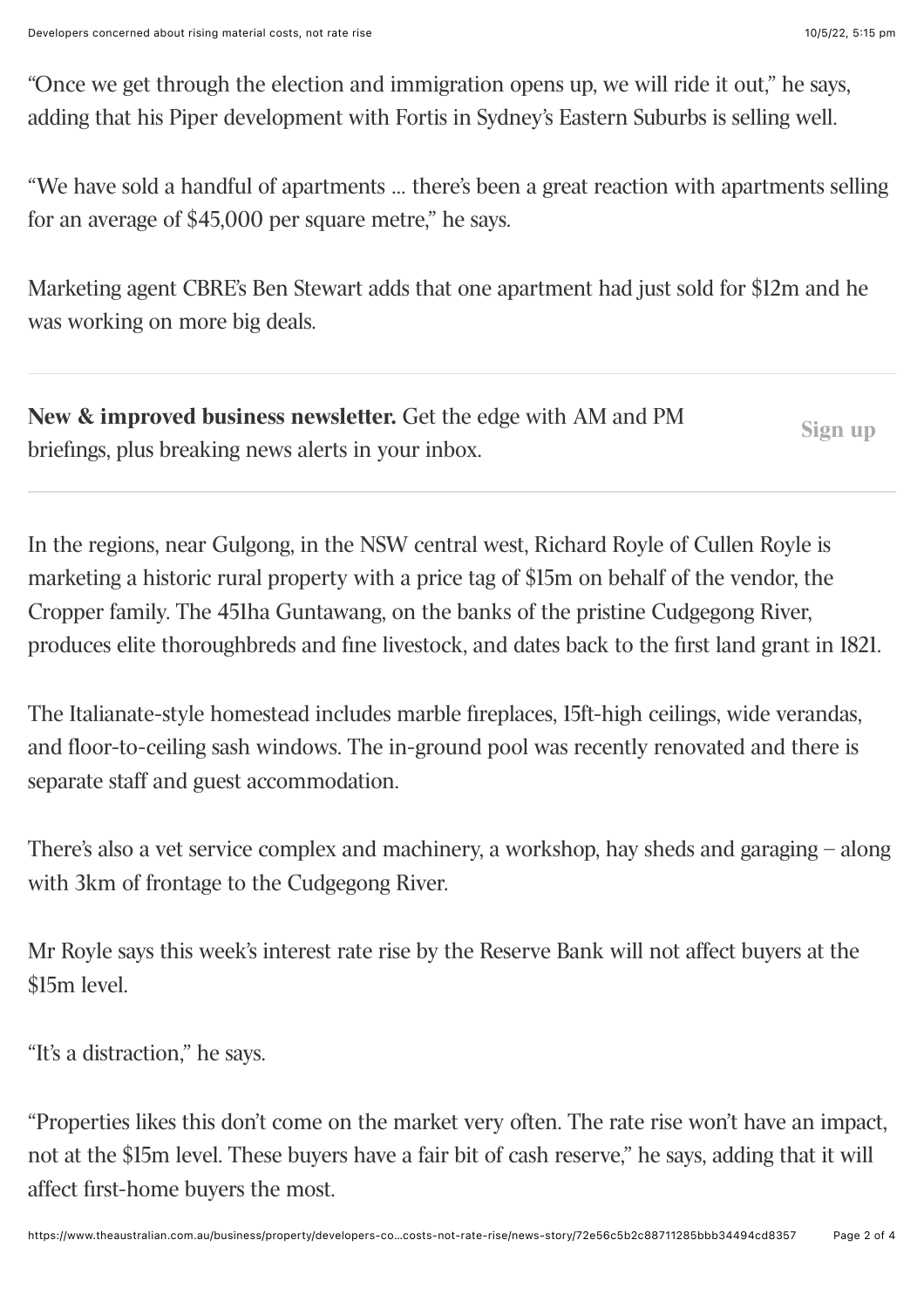"Once we get through the election and immigration opens up, we will ride it out," he says, adding that his Piper development with Fortis in Sydney's Eastern Suburbs is selling well.

"We have sold a handful of apartments ... there's been a great reaction with apartments selling for an average of $45,000 per square metre," he says.

Marketing agent CBRE's Ben Stewart adds that one apartment had just sold for $12m and he was working on more big deals.

---

**New & improved business newsletter.** Get the edge with AM and PM briefings, plus breaking news alerts in your inbox. **Sign up**

---

In the regions, near Gulgong, in the NSW central west, Richard Royle of Cullen Royle is marketing a historic rural property with a price tag of $15m on behalf of the vendor, the Cropper family. The 451ha Guntawang, on the banks of the pristine Cudgegong River, produces elite thoroughbreds and fine livestock, and dates back to the first land grant in 1821.

The Italianate-style homestead includes marble fireplaces, 15ft-high ceilings, wide verandas, and floor-to-ceiling sash windows. The in-ground pool was recently renovated and there is separate staff and guest accommodation.

There's also a vet service complex and machinery, a workshop, hay sheds and garaging – along with 3km of frontage to the Cudgegong River.

Mr Royle says this week's interest rate rise by the Reserve Bank will not affect buyers at the $15m level.

"It's a distraction," he says.

"Properties likes this don't come on the market very often. The rate rise won't have an impact, not at the $15m level. These buyers have a fair bit of cash reserve," he says, adding that it will affect first-home buyers the most.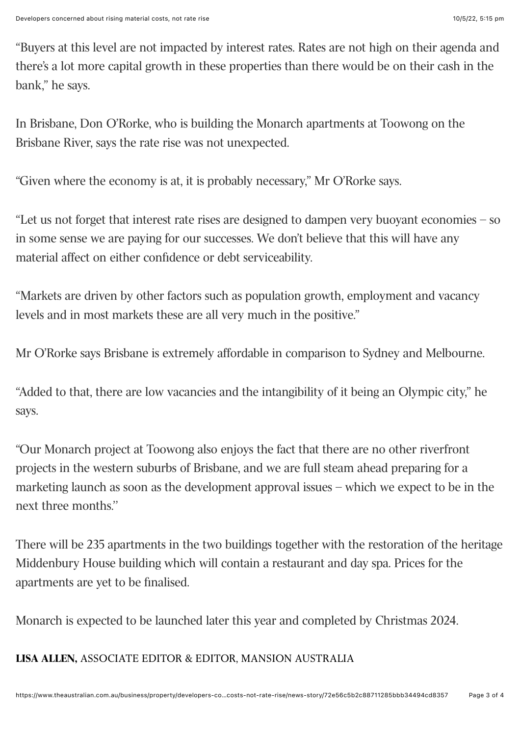"Buyers at this level are not impacted by interest rates. Rates are not high on their agenda and there's a lot more capital growth in these properties than there would be on their cash in the bank," he says.

In Brisbane, Don O'Rorke, who is building the Monarch apartments at Toowong on the Brisbane River, says the rate rise was not unexpected.

"Given where the economy is at, it is probably necessary," Mr O'Rorke says.

"Let us not forget that interest rate rises are designed to dampen very buoyant economies – so in some sense we are paying for our successes. We don't believe that this will have any material affect on either confidence or debt serviceability.

"Markets are driven by other factors such as population growth, employment and vacancy levels and in most markets these are all very much in the positive."

Mr O'Rorke says Brisbane is extremely affordable in comparison to Sydney and Melbourne.

"Added to that, there are low vacancies and the intangibility of it being an Olympic city," he says.

"Our Monarch project at Toowong also enjoys the fact that there are no other riverfront projects in the western suburbs of Brisbane, and we are full steam ahead preparing for a marketing launch as soon as the development approval issues – which we expect to be in the next three months."

There will be 235 apartments in the two buildings together with the restoration of the heritage Middenbury House building which will contain a restaurant and day spa. Prices for the apartments are yet to be finalised.

Monarch is expected to be launched later this year and completed by Christmas 2024.

**LISA ALLEN,** ASSOCIATE EDITOR & EDITOR, MANSION AUSTRALIA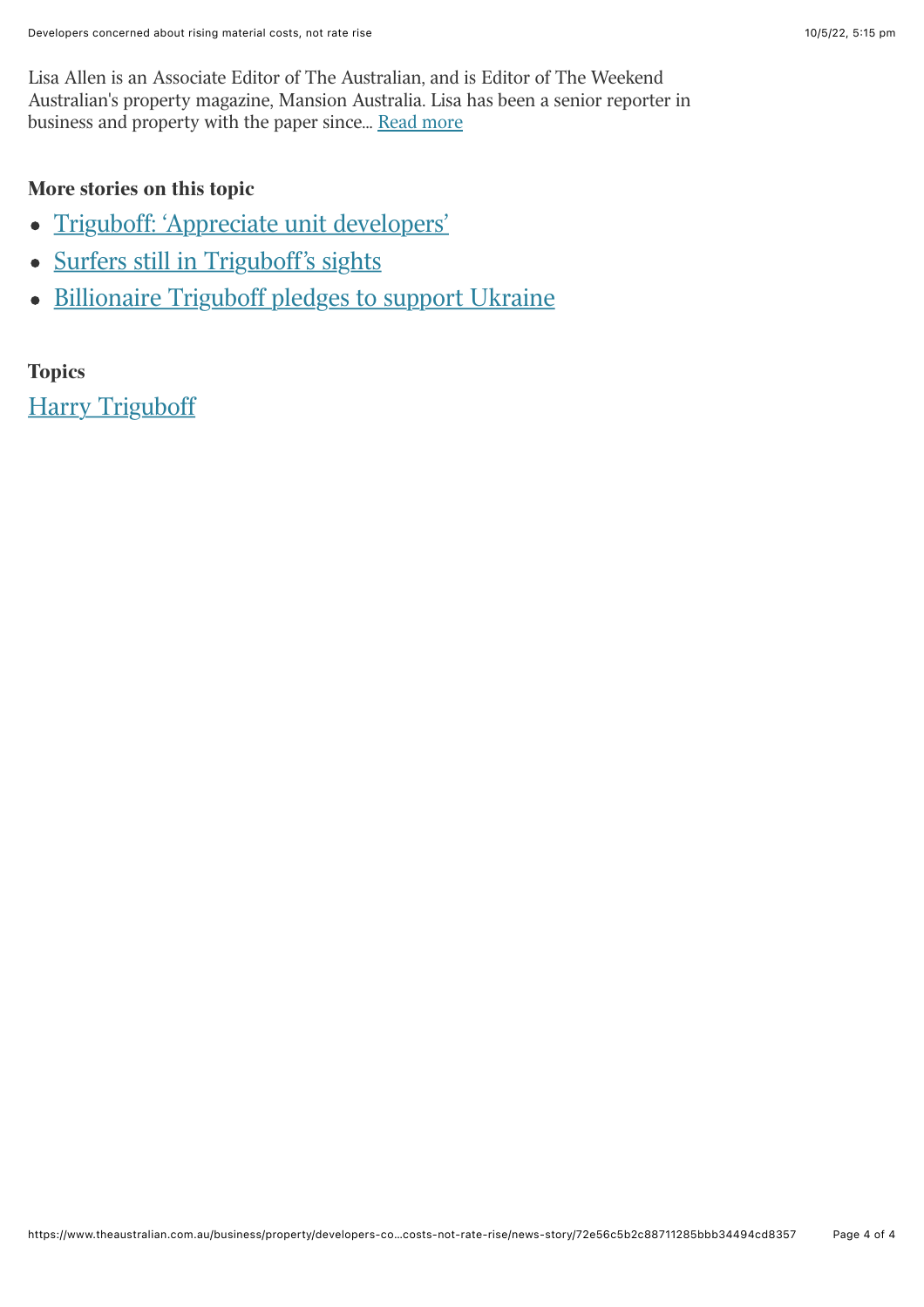Lisa Allen is an Associate Editor of The Australian, and is Editor of The Weekend Australian's property magazine, Mansion Australia. Lisa has been a senior reporter in business and property with the paper since... Read more

**More stories on this topic**

- Triguboff: 'Appreciate unit developers'
- Surfers still in Triguboff's sights
- Billionaire Triguboff pledges to support Ukraine

**Topics**

Harry Triguboff